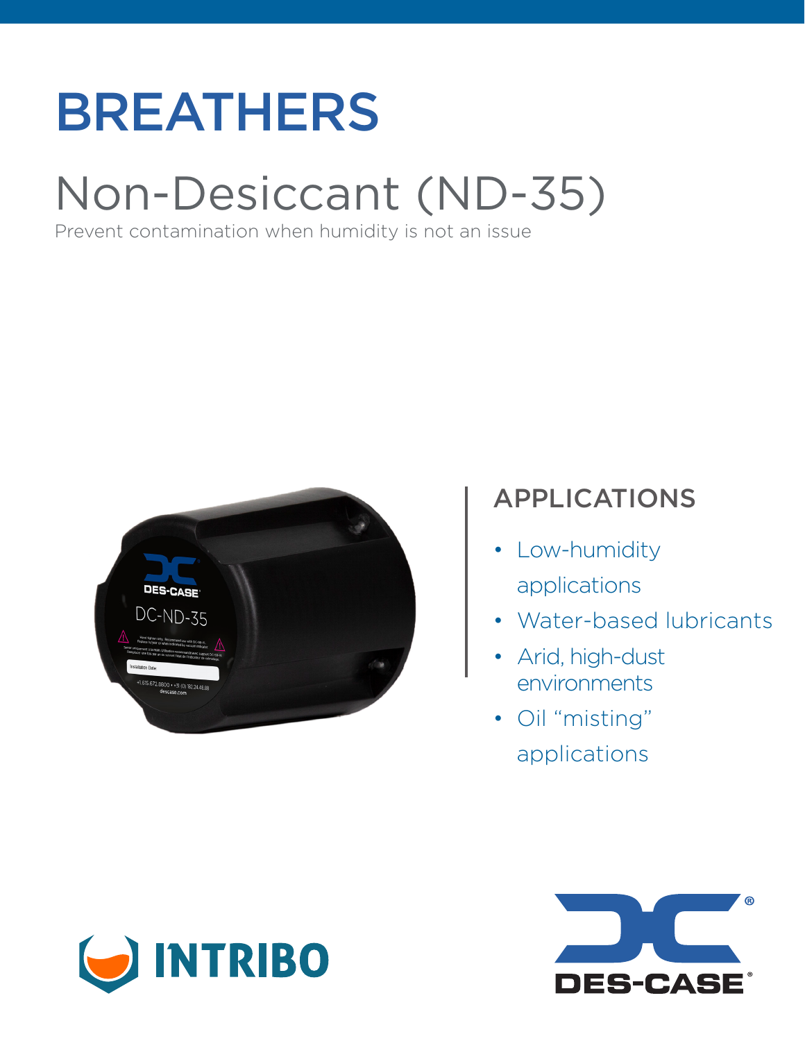# BREATHERS

## Non-Desiccant (ND-35)

Prevent contamination when humidity is not an issue

### APPLICATIONS

- Low-humidity applications
- Water-based lubricants
- Arid, high-dust environments
- Oil "misting" applications

INTRIBO

DES-CASE®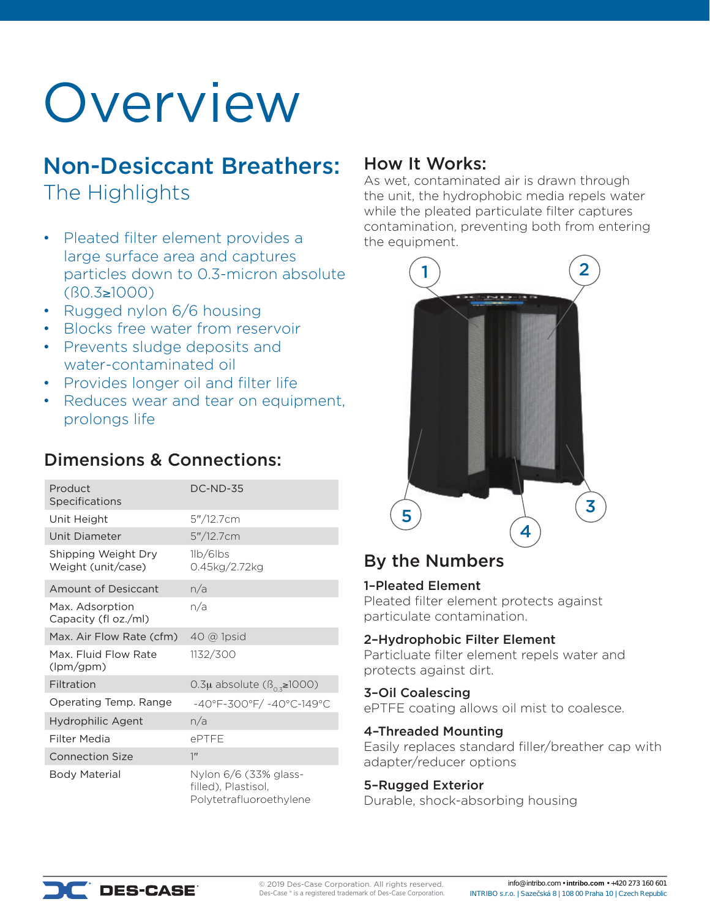# Overview

## Non-Desiccant Breathers:

### The Highlights

- Pleated filter element provides a large surface area and captures particles down to 0.3-micron absolute ($\beta 0.3 \geq 1000$)
- Rugged nylon 6/6 housing
- Blocks free water from reservoir
- Prevents sludge deposits and water-contaminated oil
- Provides longer oil and filter life
- Reduces wear and tear on equipment, prolongs life

## Dimensions & Connections:

| | |
|---|---|
| Product Specifications | DC-ND-35 |
| Unit Height | 5"/12.7cm |
| Unit Diameter | 5"/12.7cm |
| Shipping Weight Dry Weight (unit/case) | 1lb/6lbs 0.45kg/2.72kg |
| Amount of Desiccant | n/a |
| Max. Adsorption Capacity (fl oz./ml) | n/a |
| Max. Air Flow Rate (cfm) | 40 @ 1psid |
| Max. Fluid Flow Rate (lpm/gpm) | 1132/300 |
| Filtration | 0.3μ absolute ($\beta_{0.3} \geq 1000$) |
| Operating Temp. Range | -40°F-300°F/ -40°C-149°C |
| Hydrophilic Agent | n/a |
| Filter Media | ePTFE |
| Connection Size | 1" |
| Body Material | Nylon 6/6 (33% glass-filled), Plastisol, Polytetrafluoroethylene |

## How It Works:

As wet, contaminated air is drawn through the unit, the hydrophobic media repels water while the pleated particulate filter captures contamination, preventing both from entering the equipment.

1
2
5
4
3

## By the Numbers

**1–Pleated Element**
Pleated filter element protects against particulate contamination.

**2–Hydrophobic Filter Element**
Particluate filter element repels water and protects against dirt.

**3–Oil Coalescing**
ePTFE coating allows oil mist to coalesce.

**4–Threaded Mounting**
Easily replaces standard filler/breather cap with adapter/reducer options

**5–Rugged Exterior**
Durable, shock-absorbing housing

DES-CASE

© 2019 Des-Case Corporation. All rights reserved.
Des-Case ® is a registered trademark of Des-Case Corporation.

info@intribo.com • intribo.com • +420 273 160 601
INTRIBO s.r.o. | Sazečská 8 | 108 00 Praha 10 | Czech Republic